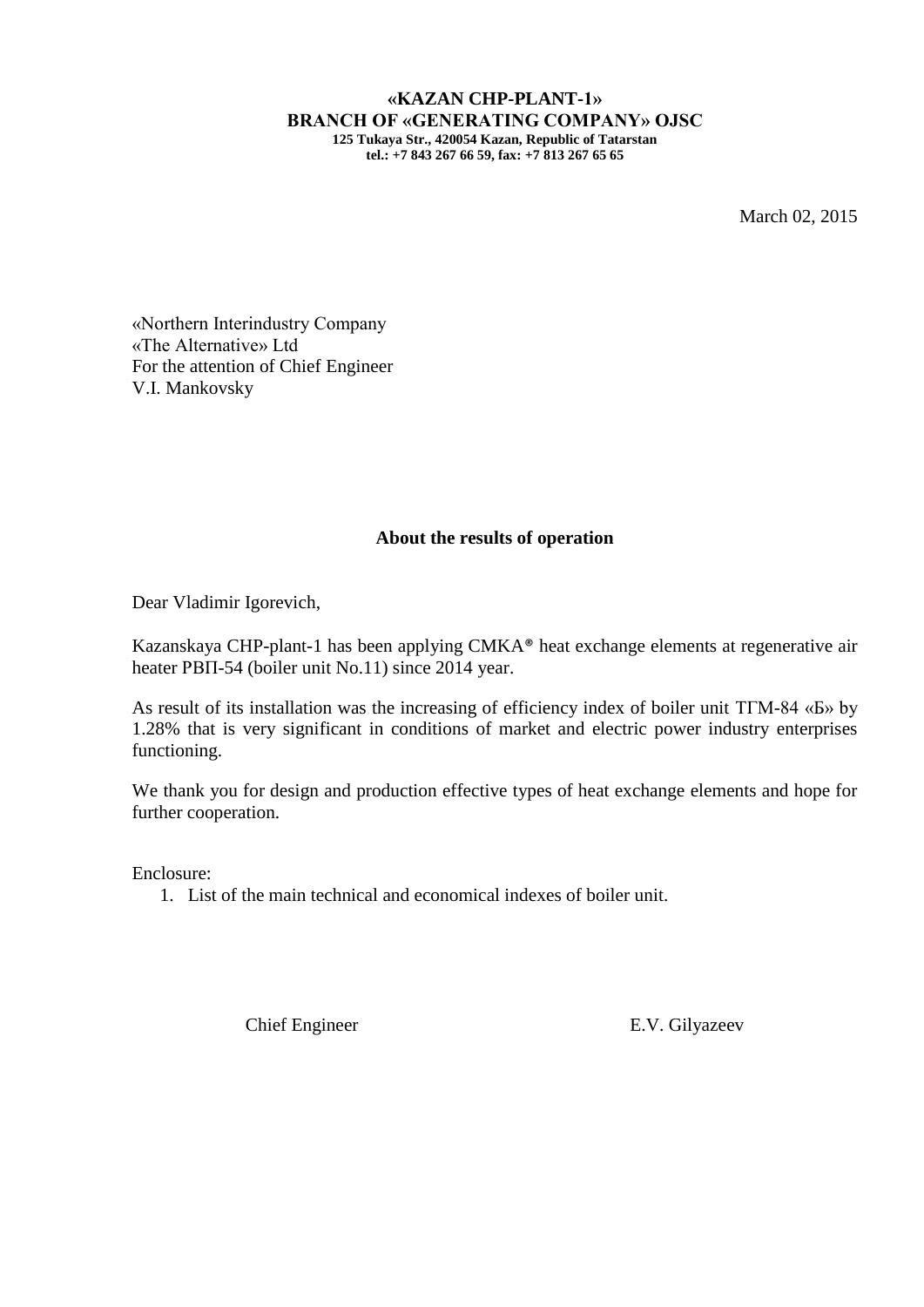**«KAZAN CHP-PLANT-1»**
**BRANCH OF «GENERATING COMPANY» OJSC**
**125 Tukaya Str., 420054 Kazan, Republic of Tatarstan**
**tel.: +7 843 267 66 59, fax: +7 813 267 65 65**

March 02, 2015

«Northern Interindustry Company
«The Alternative» Ltd
For the attention of Chief Engineer
V.I. Mankovsky

**About the results of operation**

Dear Vladimir Igorevich,

Kazanskaya CHP-plant-1 has been applying CMKA® heat exchange elements at regenerative air heater РВП-54 (boiler unit No.11) since 2014 year.

As result of its installation was the increasing of efficiency index of boiler unit ТГМ-84 «Б» by 1.28% that is very significant in conditions of market and electric power industry enterprises functioning.

We thank you for design and production effective types of heat exchange elements and hope for further cooperation.

Enclosure:

1. List of the main technical and economical indexes of boiler unit.

Chief Engineer E.V. Gilyazeev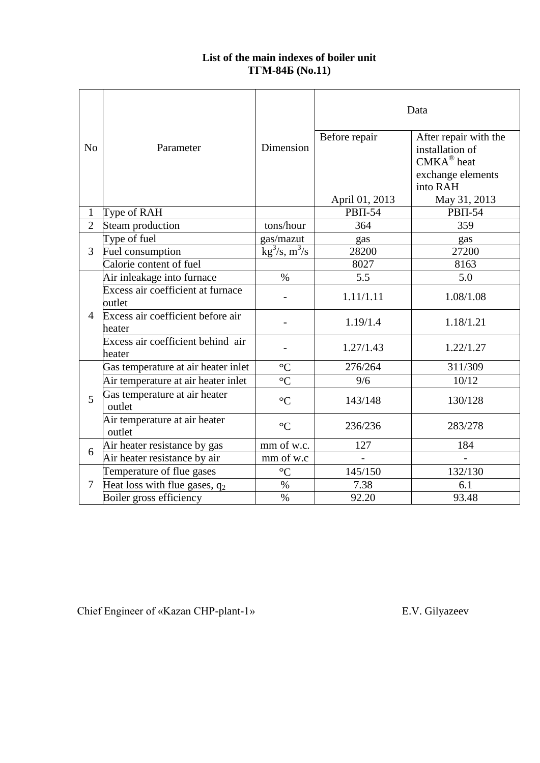**List of the main indexes of boiler unit**
**ТГМ-84Б (No.11)**

| No | Parameter | Dimension | Data | |
|---|---|---|---|---|
| | | | Before repair<br><br>April 01, 2013 | After repair with the installation of СМКА® heat exchange elements into RAH<br>May 31, 2013 |
| 1 | Type of RAH | | РВП-54 | РВП-54 |
| 2 | Steam production | tons/hour | 364 | 359 |
| 3 | Type of fuel | gas/mazut | gas | gas |
| | Fuel consumption | $kg^3/s$, $m^3/s$ | 28200 | 27200 |
| | Calorie content of fuel | | 8027 | 8163 |
| 4 | Air inleakage into furnace | % | 5.5 | 5.0 |
| | Excess air coefficient at furnace outlet | - | 1.11/1.11 | 1.08/1.08 |
| | Excess air coefficient before air heater | - | 1.19/1.4 | 1.18/1.21 |
| | Excess air coefficient behind air heater | - | 1.27/1.43 | 1.22/1.27 |
| 5 | Gas temperature at air heater inlet | °C | 276/264 | 311/309 |
| | Air temperature at air heater inlet | °C | 9/6 | 10/12 |
| | Gas temperature at air heater outlet | °C | 143/148 | 130/128 |
| | Air temperature at air heater outlet | °C | 236/236 | 283/278 |
| 6 | Air heater resistance by gas | mm of w.c. | 127 | 184 |
| | Air heater resistance by air | mm of w.c | - | - |
| 7 | Temperature of flue gases | °C | 145/150 | 132/130 |
| | Heat loss with flue gases, $q_2$ | % | 7.38 | 6.1 |
| | Boiler gross efficiency | % | 92.20 | 93.48 |

Chief Engineer of «Kazan CHP-plant-1» E.V. Gilyazeev